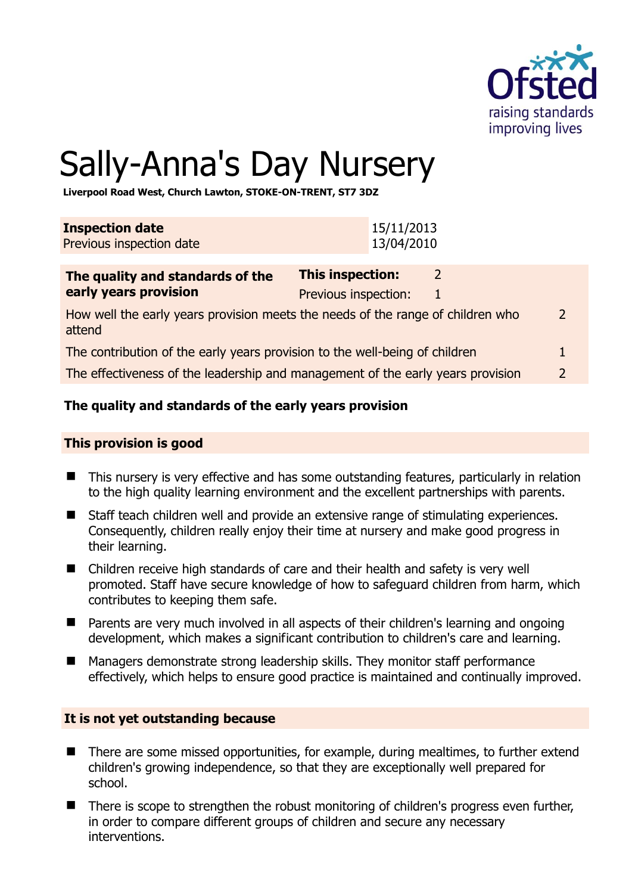# Sally-Anna's Day Nursery

**Liverpool Road West, Church Lawton, STOKE-ON-TRENT, ST7 3DZ**

| **Inspection date** | 15/11/2013 |
|---|---|
| Previous inspection date | 13/04/2010 |

| **The quality and standards of the early years provision** | **This inspection:** | 2 |
|---|---|---|
| | Previous inspection: | 1 |
| How well the early years provision meets the needs of the range of children who attend | | 2 |
| The contribution of the early years provision to the well-being of children | | 1 |
| The effectiveness of the leadership and management of the early years provision | | 2 |

## The quality and standards of the early years provision

### This provision is good

- This nursery is very effective and has some outstanding features, particularly in relation to the high quality learning environment and the excellent partnerships with parents.
- Staff teach children well and provide an extensive range of stimulating experiences. Consequently, children really enjoy their time at nursery and make good progress in their learning.
- Children receive high standards of care and their health and safety is very well promoted. Staff have secure knowledge of how to safeguard children from harm, which contributes to keeping them safe.
- Parents are very much involved in all aspects of their children's learning and ongoing development, which makes a significant contribution to children's care and learning.
- Managers demonstrate strong leadership skills. They monitor staff performance effectively, which helps to ensure good practice is maintained and continually improved.

### It is not yet outstanding because

- There are some missed opportunities, for example, during mealtimes, to further extend children's growing independence, so that they are exceptionally well prepared for school.
- There is scope to strengthen the robust monitoring of children's progress even further, in order to compare different groups of children and secure any necessary interventions.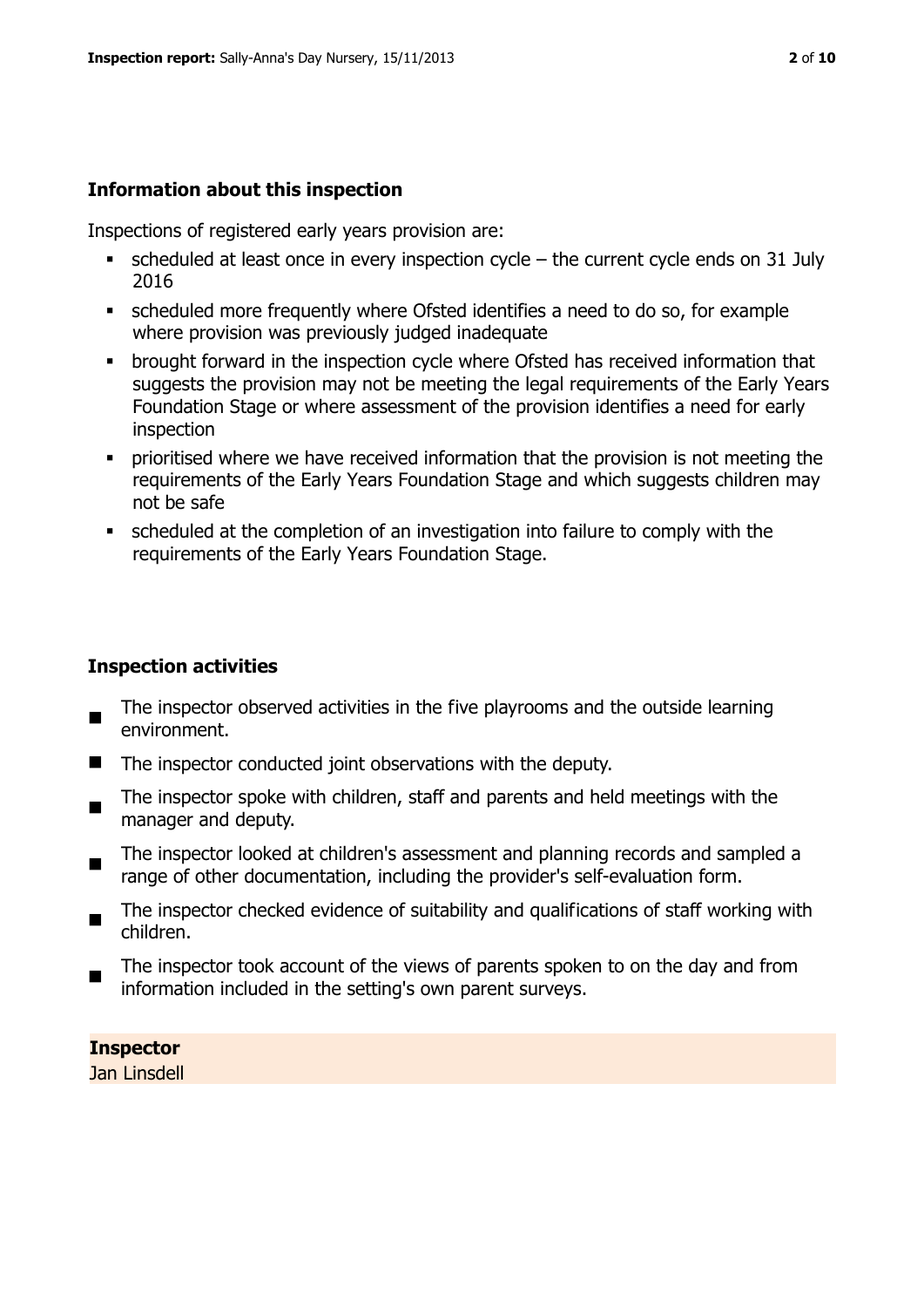## Information about this inspection

Inspections of registered early years provision are:

- scheduled at least once in every inspection cycle – the current cycle ends on 31 July 2016
- scheduled more frequently where Ofsted identifies a need to do so, for example where provision was previously judged inadequate
- brought forward in the inspection cycle where Ofsted has received information that suggests the provision may not be meeting the legal requirements of the Early Years Foundation Stage or where assessment of the provision identifies a need for early inspection
- prioritised where we have received information that the provision is not meeting the requirements of the Early Years Foundation Stage and which suggests children may not be safe
- scheduled at the completion of an investigation into failure to comply with the requirements of the Early Years Foundation Stage.

## Inspection activities

- The inspector observed activities in the five playrooms and the outside learning environment.
- The inspector conducted joint observations with the deputy.
- The inspector spoke with children, staff and parents and held meetings with the manager and deputy.
- The inspector looked at children's assessment and planning records and sampled a range of other documentation, including the provider's self-evaluation form.
- The inspector checked evidence of suitability and qualifications of staff working with children.
- The inspector took account of the views of parents spoken to on the day and from information included in the setting's own parent surveys.

**Inspector**

Jan Linsdell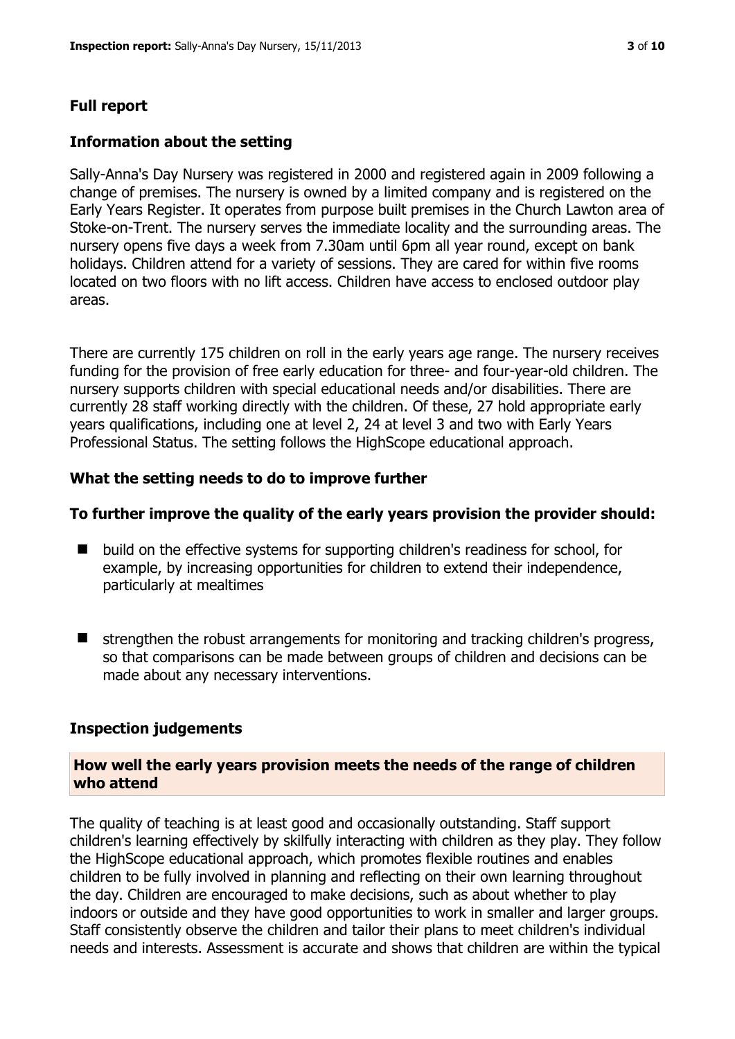## Full report

### Information about the setting

Sally-Anna's Day Nursery was registered in 2000 and registered again in 2009 following a change of premises. The nursery is owned by a limited company and is registered on the Early Years Register. It operates from purpose built premises in the Church Lawton area of Stoke-on-Trent. The nursery serves the immediate locality and the surrounding areas. The nursery opens five days a week from 7.30am until 6pm all year round, except on bank holidays. Children attend for a variety of sessions. They are cared for within five rooms located on two floors with no lift access. Children have access to enclosed outdoor play areas.

There are currently 175 children on roll in the early years age range. The nursery receives funding for the provision of free early education for three- and four-year-old children. The nursery supports children with special educational needs and/or disabilities. There are currently 28 staff working directly with the children. Of these, 27 hold appropriate early years qualifications, including one at level 2, 24 at level 3 and two with Early Years Professional Status. The setting follows the HighScope educational approach.

### What the setting needs to do to improve further

### To further improve the quality of the early years provision the provider should:

- build on the effective systems for supporting children's readiness for school, for example, by increasing opportunities for children to extend their independence, particularly at mealtimes
- strengthen the robust arrangements for monitoring and tracking children's progress, so that comparisons can be made between groups of children and decisions can be made about any necessary interventions.

### Inspection judgements

#### How well the early years provision meets the needs of the range of children who attend

The quality of teaching is at least good and occasionally outstanding. Staff support children's learning effectively by skilfully interacting with children as they play. They follow the HighScope educational approach, which promotes flexible routines and enables children to be fully involved in planning and reflecting on their own learning throughout the day. Children are encouraged to make decisions, such as about whether to play indoors or outside and they have good opportunities to work in smaller and larger groups. Staff consistently observe the children and tailor their plans to meet children's individual needs and interests. Assessment is accurate and shows that children are within the typical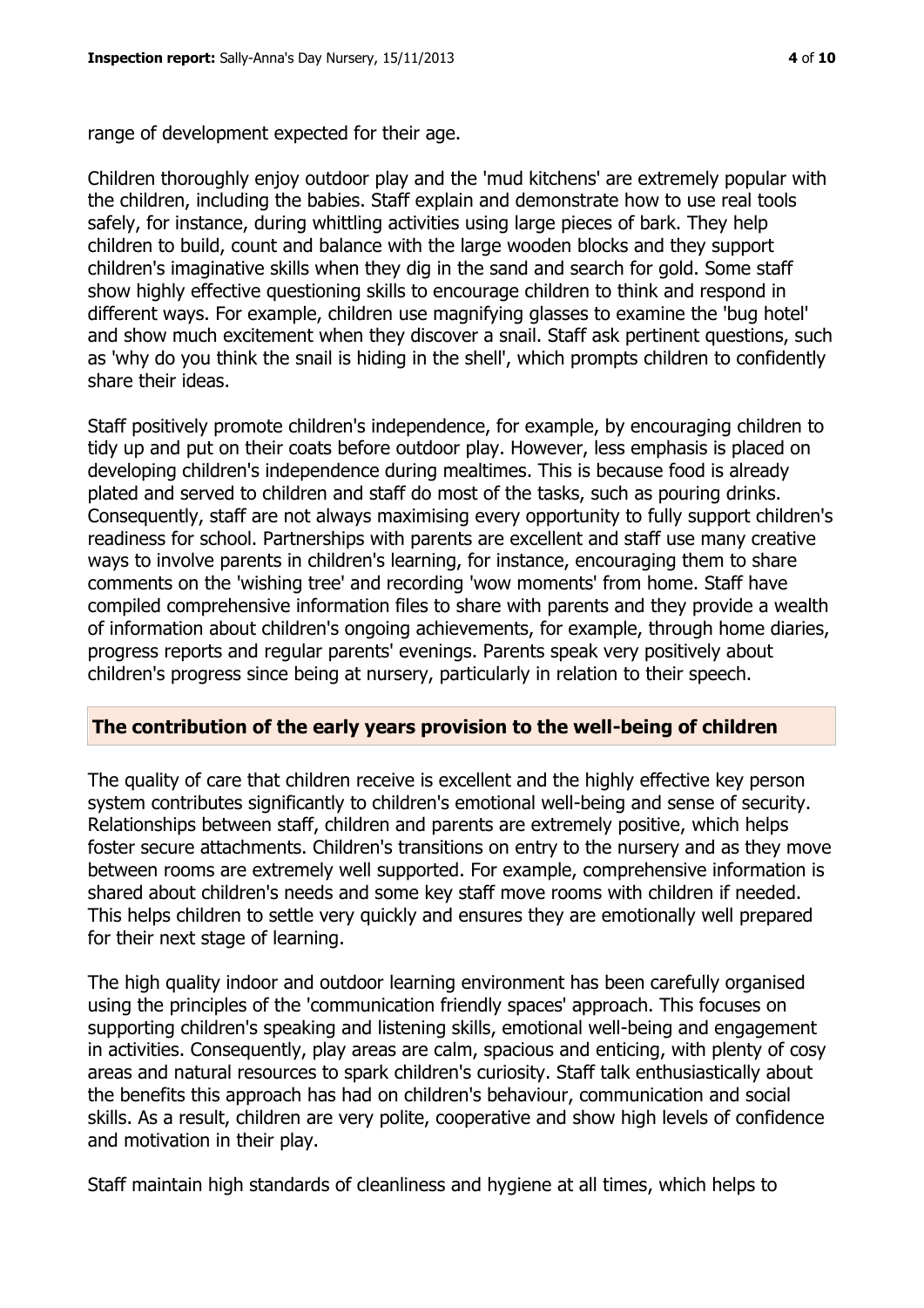range of development expected for their age.

Children thoroughly enjoy outdoor play and the 'mud kitchens' are extremely popular with the children, including the babies. Staff explain and demonstrate how to use real tools safely, for instance, during whittling activities using large pieces of bark. They help children to build, count and balance with the large wooden blocks and they support children's imaginative skills when they dig in the sand and search for gold. Some staff show highly effective questioning skills to encourage children to think and respond in different ways. For example, children use magnifying glasses to examine the 'bug hotel' and show much excitement when they discover a snail. Staff ask pertinent questions, such as 'why do you think the snail is hiding in the shell', which prompts children to confidently share their ideas.

Staff positively promote children's independence, for example, by encouraging children to tidy up and put on their coats before outdoor play. However, less emphasis is placed on developing children's independence during mealtimes. This is because food is already plated and served to children and staff do most of the tasks, such as pouring drinks. Consequently, staff are not always maximising every opportunity to fully support children's readiness for school. Partnerships with parents are excellent and staff use many creative ways to involve parents in children's learning, for instance, encouraging them to share comments on the 'wishing tree' and recording 'wow moments' from home. Staff have compiled comprehensive information files to share with parents and they provide a wealth of information about children's ongoing achievements, for example, through home diaries, progress reports and regular parents' evenings. Parents speak very positively about children's progress since being at nursery, particularly in relation to their speech.

## The contribution of the early years provision to the well-being of children

The quality of care that children receive is excellent and the highly effective key person system contributes significantly to children's emotional well-being and sense of security. Relationships between staff, children and parents are extremely positive, which helps foster secure attachments. Children's transitions on entry to the nursery and as they move between rooms are extremely well supported. For example, comprehensive information is shared about children's needs and some key staff move rooms with children if needed. This helps children to settle very quickly and ensures they are emotionally well prepared for their next stage of learning.

The high quality indoor and outdoor learning environment has been carefully organised using the principles of the 'communication friendly spaces' approach. This focuses on supporting children's speaking and listening skills, emotional well-being and engagement in activities. Consequently, play areas are calm, spacious and enticing, with plenty of cosy areas and natural resources to spark children's curiosity. Staff talk enthusiastically about the benefits this approach has had on children's behaviour, communication and social skills. As a result, children are very polite, cooperative and show high levels of confidence and motivation in their play.

Staff maintain high standards of cleanliness and hygiene at all times, which helps to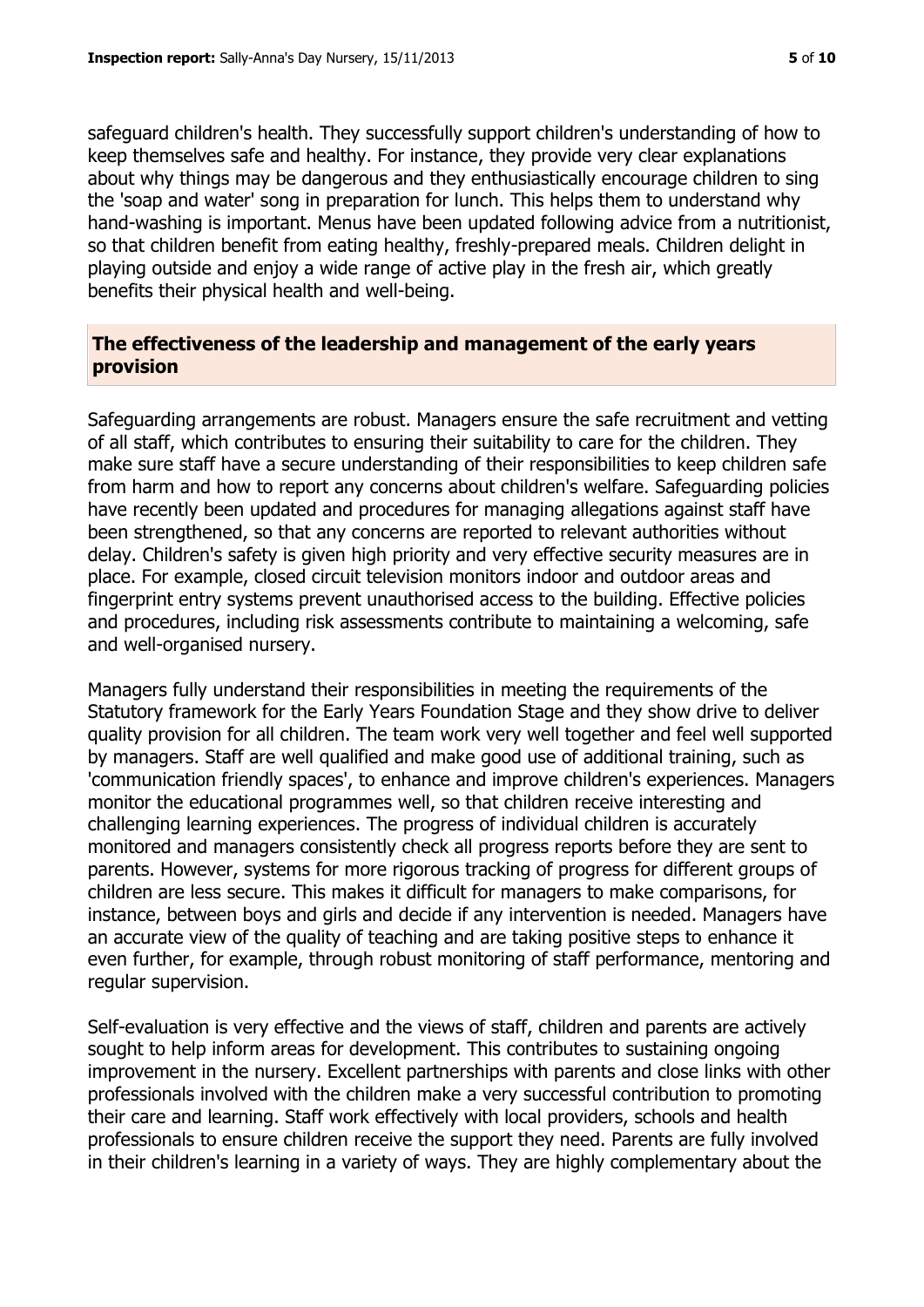safeguard children's health. They successfully support children's understanding of how to keep themselves safe and healthy. For instance, they provide very clear explanations about why things may be dangerous and they enthusiastically encourage children to sing the 'soap and water' song in preparation for lunch. This helps them to understand why hand-washing is important. Menus have been updated following advice from a nutritionist, so that children benefit from eating healthy, freshly-prepared meals. Children delight in playing outside and enjoy a wide range of active play in the fresh air, which greatly benefits their physical health and well-being.

## The effectiveness of the leadership and management of the early years provision

Safeguarding arrangements are robust. Managers ensure the safe recruitment and vetting of all staff, which contributes to ensuring their suitability to care for the children. They make sure staff have a secure understanding of their responsibilities to keep children safe from harm and how to report any concerns about children's welfare. Safeguarding policies have recently been updated and procedures for managing allegations against staff have been strengthened, so that any concerns are reported to relevant authorities without delay. Children's safety is given high priority and very effective security measures are in place. For example, closed circuit television monitors indoor and outdoor areas and fingerprint entry systems prevent unauthorised access to the building. Effective policies and procedures, including risk assessments contribute to maintaining a welcoming, safe and well-organised nursery.

Managers fully understand their responsibilities in meeting the requirements of the Statutory framework for the Early Years Foundation Stage and they show drive to deliver quality provision for all children. The team work very well together and feel well supported by managers. Staff are well qualified and make good use of additional training, such as 'communication friendly spaces', to enhance and improve children's experiences. Managers monitor the educational programmes well, so that children receive interesting and challenging learning experiences. The progress of individual children is accurately monitored and managers consistently check all progress reports before they are sent to parents. However, systems for more rigorous tracking of progress for different groups of children are less secure. This makes it difficult for managers to make comparisons, for instance, between boys and girls and decide if any intervention is needed. Managers have an accurate view of the quality of teaching and are taking positive steps to enhance it even further, for example, through robust monitoring of staff performance, mentoring and regular supervision.

Self-evaluation is very effective and the views of staff, children and parents are actively sought to help inform areas for development. This contributes to sustaining ongoing improvement in the nursery. Excellent partnerships with parents and close links with other professionals involved with the children make a very successful contribution to promoting their care and learning. Staff work effectively with local providers, schools and health professionals to ensure children receive the support they need. Parents are fully involved in their children's learning in a variety of ways. They are highly complementary about the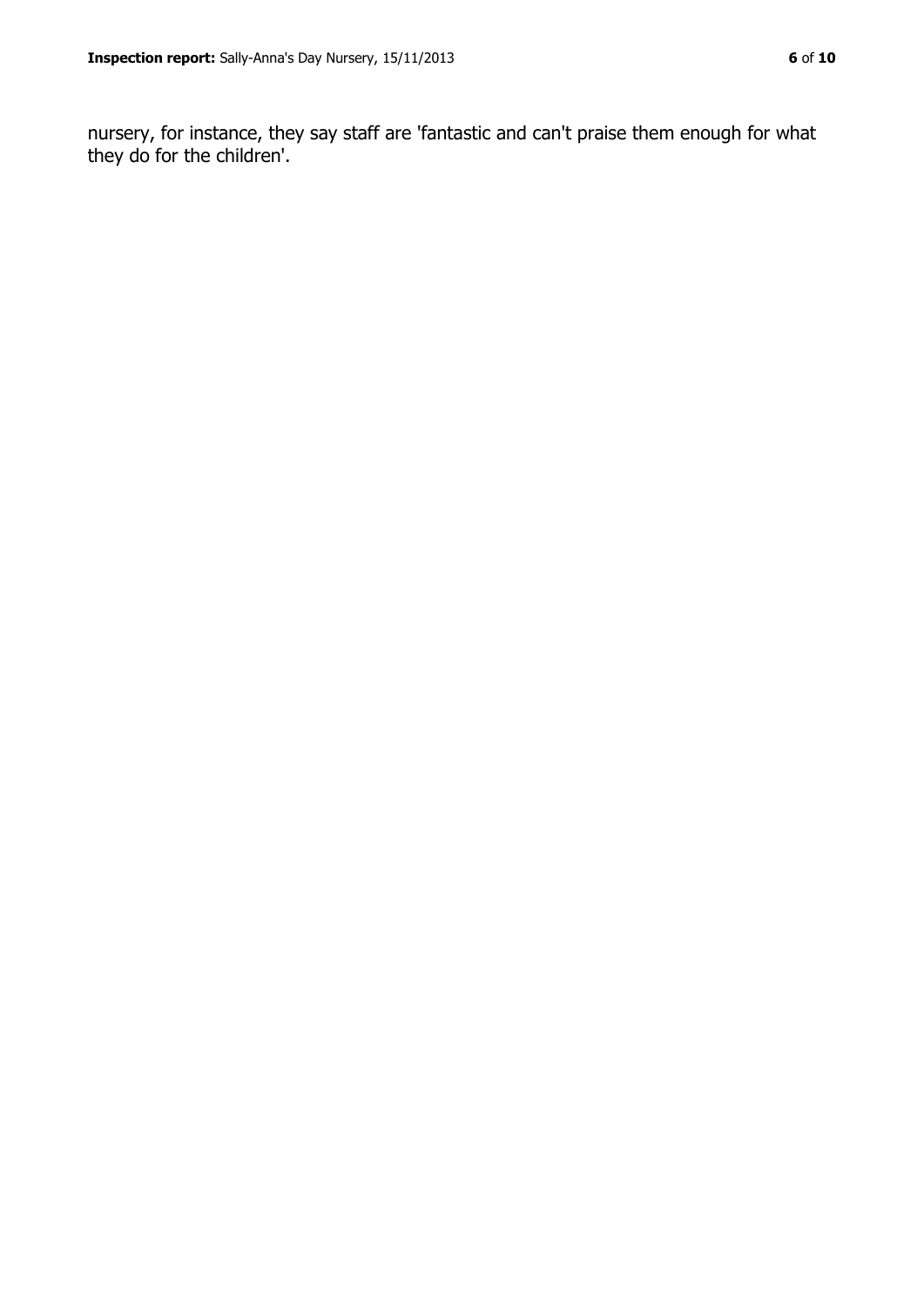nursery, for instance, they say staff are 'fantastic and can't praise them enough for what they do for the children'.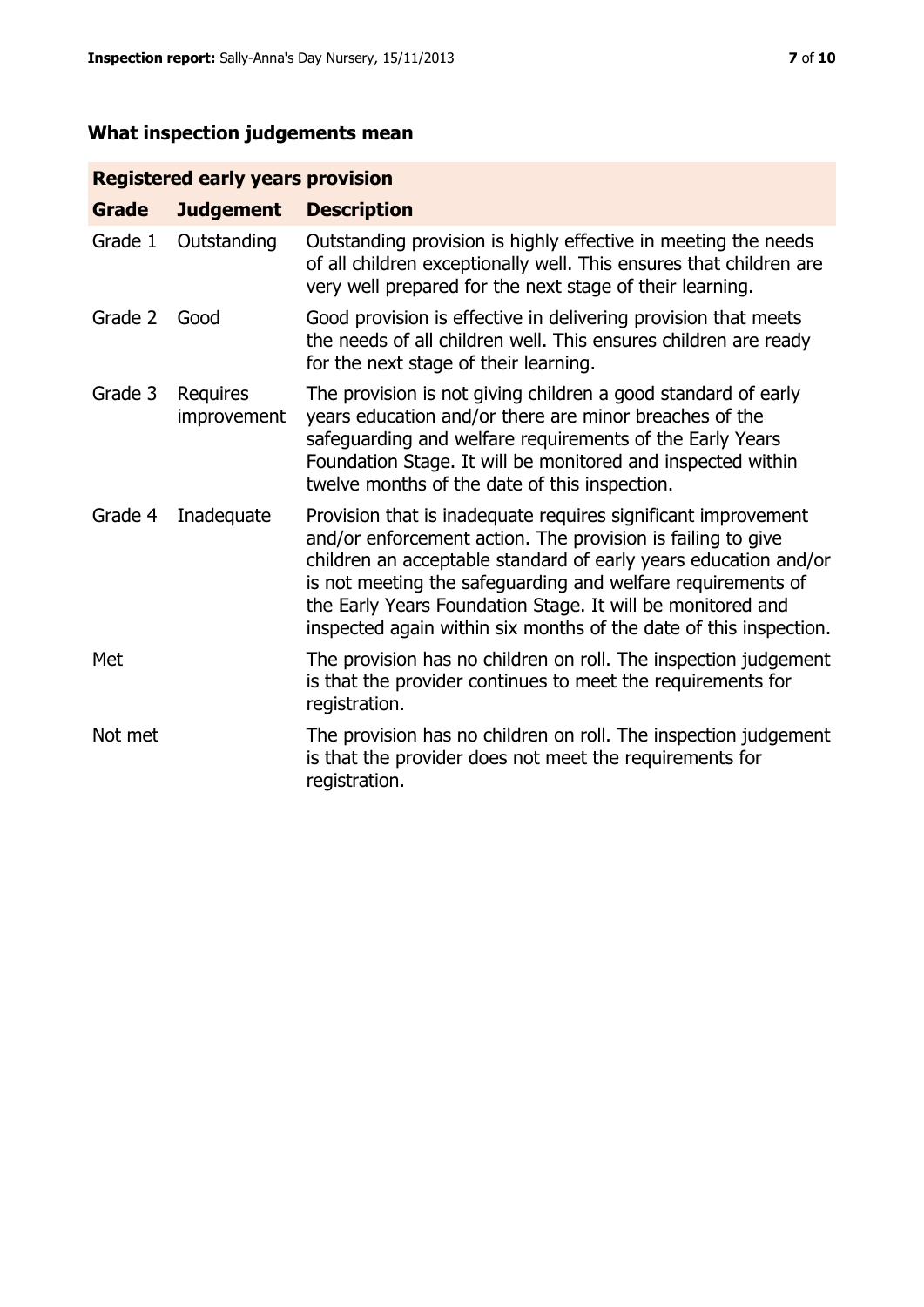## What inspection judgements mean

| Registered early years provision | | |
|---|---|---|
| **Grade** | **Judgement** | **Description** |
| Grade 1 | Outstanding | Outstanding provision is highly effective in meeting the needs of all children exceptionally well. This ensures that children are very well prepared for the next stage of their learning. |
| Grade 2 | Good | Good provision is effective in delivering provision that meets the needs of all children well. This ensures children are ready for the next stage of their learning. |
| Grade 3 | Requires improvement | The provision is not giving children a good standard of early years education and/or there are minor breaches of the safeguarding and welfare requirements of the Early Years Foundation Stage. It will be monitored and inspected within twelve months of the date of this inspection. |
| Grade 4 | Inadequate | Provision that is inadequate requires significant improvement and/or enforcement action. The provision is failing to give children an acceptable standard of early years education and/or is not meeting the safeguarding and welfare requirements of the Early Years Foundation Stage. It will be monitored and inspected again within six months of the date of this inspection. |
| Met | | The provision has no children on roll. The inspection judgement is that the provider continues to meet the requirements for registration. |
| Not met | | The provision has no children on roll. The inspection judgement is that the provider does not meet the requirements for registration. |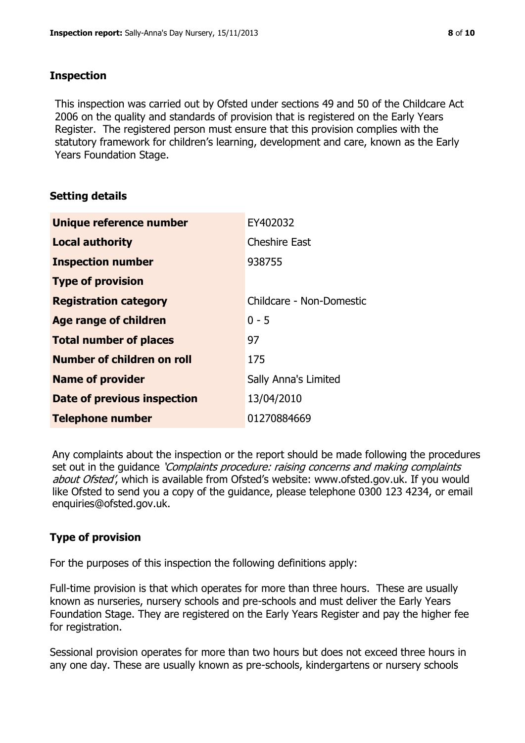## Inspection

This inspection was carried out by Ofsted under sections 49 and 50 of the Childcare Act 2006 on the quality and standards of provision that is registered on the Early Years Register. The registered person must ensure that this provision complies with the statutory framework for children's learning, development and care, known as the Early Years Foundation Stage.

## Setting details

| | |
|---|---|
| **Unique reference number** | EY402032 |
| **Local authority** | Cheshire East |
| **Inspection number** | 938755 |
| **Type of provision** | |
| **Registration category** | Childcare - Non-Domestic |
| **Age range of children** | 0 - 5 |
| **Total number of places** | 97 |
| **Number of children on roll** | 175 |
| **Name of provider** | Sally Anna's Limited |
| **Date of previous inspection** | 13/04/2010 |
| **Telephone number** | 01270884669 |

Any complaints about the inspection or the report should be made following the procedures set out in the guidance *'Complaints procedure: raising concerns and making complaints about Ofsted'*, which is available from Ofsted's website: www.ofsted.gov.uk. If you would like Ofsted to send you a copy of the guidance, please telephone 0300 123 4234, or email enquiries@ofsted.gov.uk.

## Type of provision

For the purposes of this inspection the following definitions apply:

Full-time provision is that which operates for more than three hours. These are usually known as nurseries, nursery schools and pre-schools and must deliver the Early Years Foundation Stage. They are registered on the Early Years Register and pay the higher fee for registration.

Sessional provision operates for more than two hours but does not exceed three hours in any one day. These are usually known as pre-schools, kindergartens or nursery schools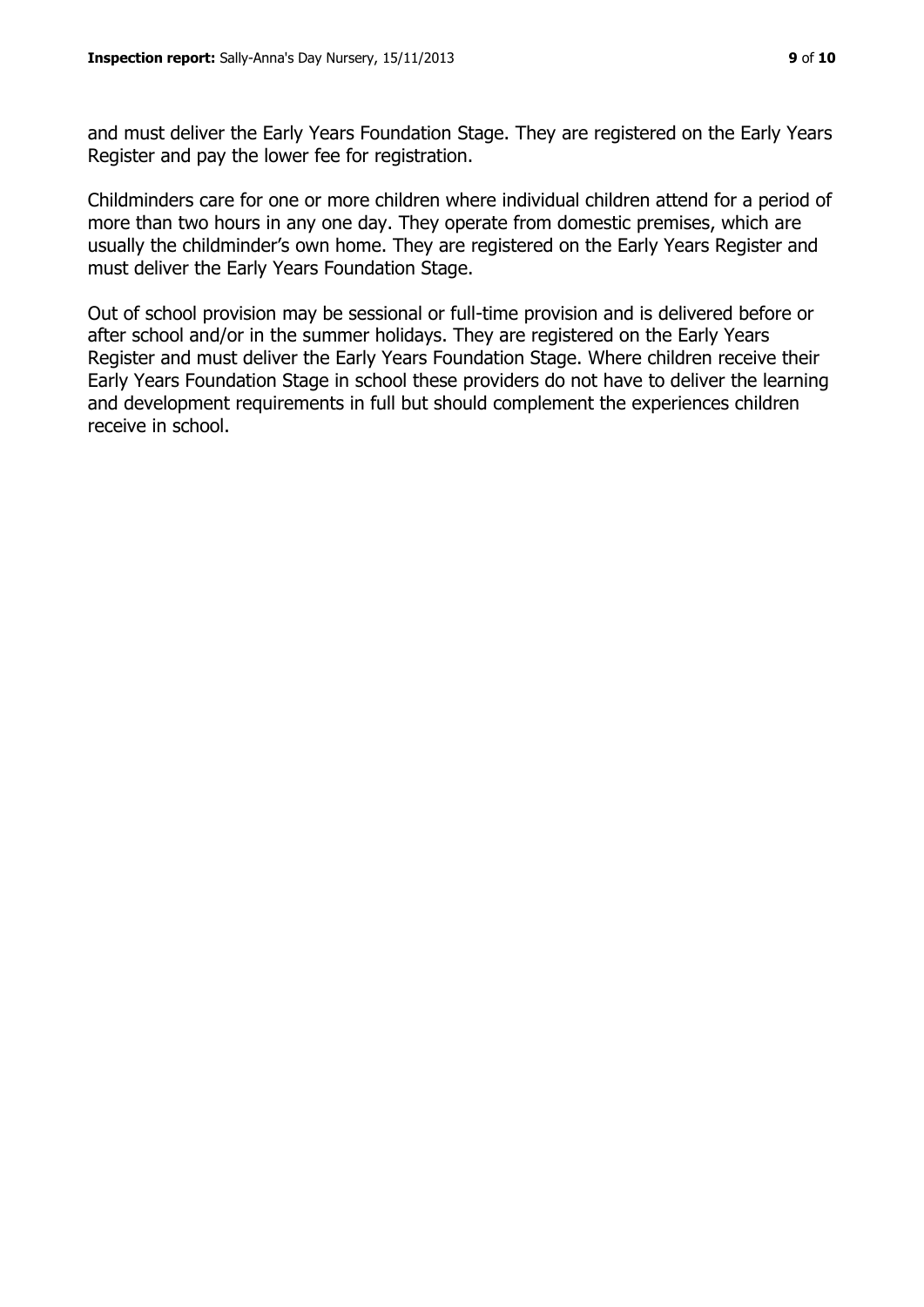and must deliver the Early Years Foundation Stage. They are registered on the Early Years Register and pay the lower fee for registration.

Childminders care for one or more children where individual children attend for a period of more than two hours in any one day. They operate from domestic premises, which are usually the childminder's own home. They are registered on the Early Years Register and must deliver the Early Years Foundation Stage.

Out of school provision may be sessional or full-time provision and is delivered before or after school and/or in the summer holidays. They are registered on the Early Years Register and must deliver the Early Years Foundation Stage. Where children receive their Early Years Foundation Stage in school these providers do not have to deliver the learning and development requirements in full but should complement the experiences children receive in school.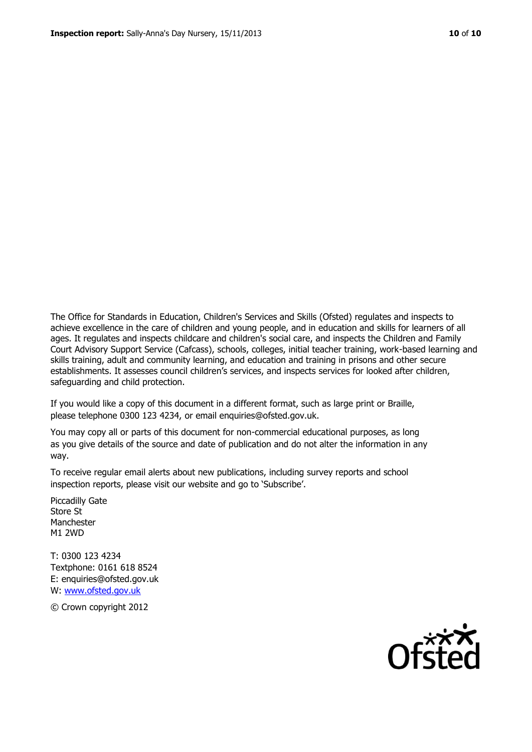The Office for Standards in Education, Children's Services and Skills (Ofsted) regulates and inspects to achieve excellence in the care of children and young people, and in education and skills for learners of all ages. It regulates and inspects childcare and children's social care, and inspects the Children and Family Court Advisory Support Service (Cafcass), schools, colleges, initial teacher training, work-based learning and skills training, adult and community learning, and education and training in prisons and other secure establishments. It assesses council children's services, and inspects services for looked after children, safeguarding and child protection.

If you would like a copy of this document in a different format, such as large print or Braille, please telephone 0300 123 4234, or email enquiries@ofsted.gov.uk.

You may copy all or parts of this document for non-commercial educational purposes, as long as you give details of the source and date of publication and do not alter the information in any way.

To receive regular email alerts about new publications, including survey reports and school inspection reports, please visit our website and go to 'Subscribe'.

Piccadilly Gate
Store St
Manchester
M1 2WD

T: 0300 123 4234
Textphone: 0161 618 8524
E: enquiries@ofsted.gov.uk
W: www.ofsted.gov.uk

© Crown copyright 2012

Ofsted